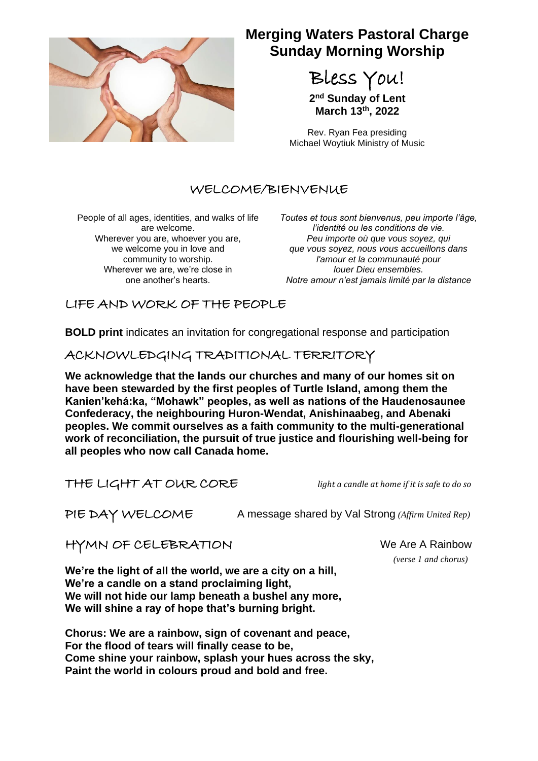# Merging Waters Pastoral Charge
# Sunday Morning Worship

## Bless You!

**2nd Sunday of Lent**
**March 13th, 2022**

Rev. Ryan Fea presiding
Michael Woytiuk Ministry of Music

## WELCOME/BIENVENUE

People of all ages, identities, and walks of life are welcome.
Wherever you are, whoever you are, we welcome you in love and community to worship.
Wherever we are, we're close in one another's hearts.

*Toutes et tous sont bienvenus, peu importe l'âge, l'identité ou les conditions de vie.*
*Peu importe où que vous soyez, qui que vous soyez, nous vous accueillons dans l'amour et la communauté pour louer Dieu ensembles.*
*Notre amour n'est jamais limité par la distance*

## LIFE AND WORK OF THE PEOPLE

**BOLD print** indicates an invitation for congregational response and participation

## ACKNOWLEDGING TRADITIONAL TERRITORY

**We acknowledge that the lands our churches and many of our homes sit on have been stewarded by the first peoples of Turtle Island, among them the Kanien'kehá:ka, "Mohawk" peoples, as well as nations of the Haudenosaunee Confederacy, the neighbouring Huron-Wendat, Anishinaabeg, and Abenaki peoples. We commit ourselves as a faith community to the multi-generational work of reconciliation, the pursuit of true justice and flourishing well-being for all peoples who now call Canada home.**

## THE LIGHT AT OUR CORE

*light a candle at home if it is safe to do so*

## PIE DAY WELCOME

A message shared by Val Strong *(Affirm United Rep)*

## HYMN OF CELEBRATION

We Are A Rainbow
*(verse 1 and chorus)*

**We're the light of all the world, we are a city on a hill,**
**We're a candle on a stand proclaiming light,**
**We will not hide our lamp beneath a bushel any more,**
**We will shine a ray of hope that's burning bright.**

**Chorus: We are a rainbow, sign of covenant and peace,**
**For the flood of tears will finally cease to be,**
**Come shine your rainbow, splash your hues across the sky,**
**Paint the world in colours proud and bold and free.**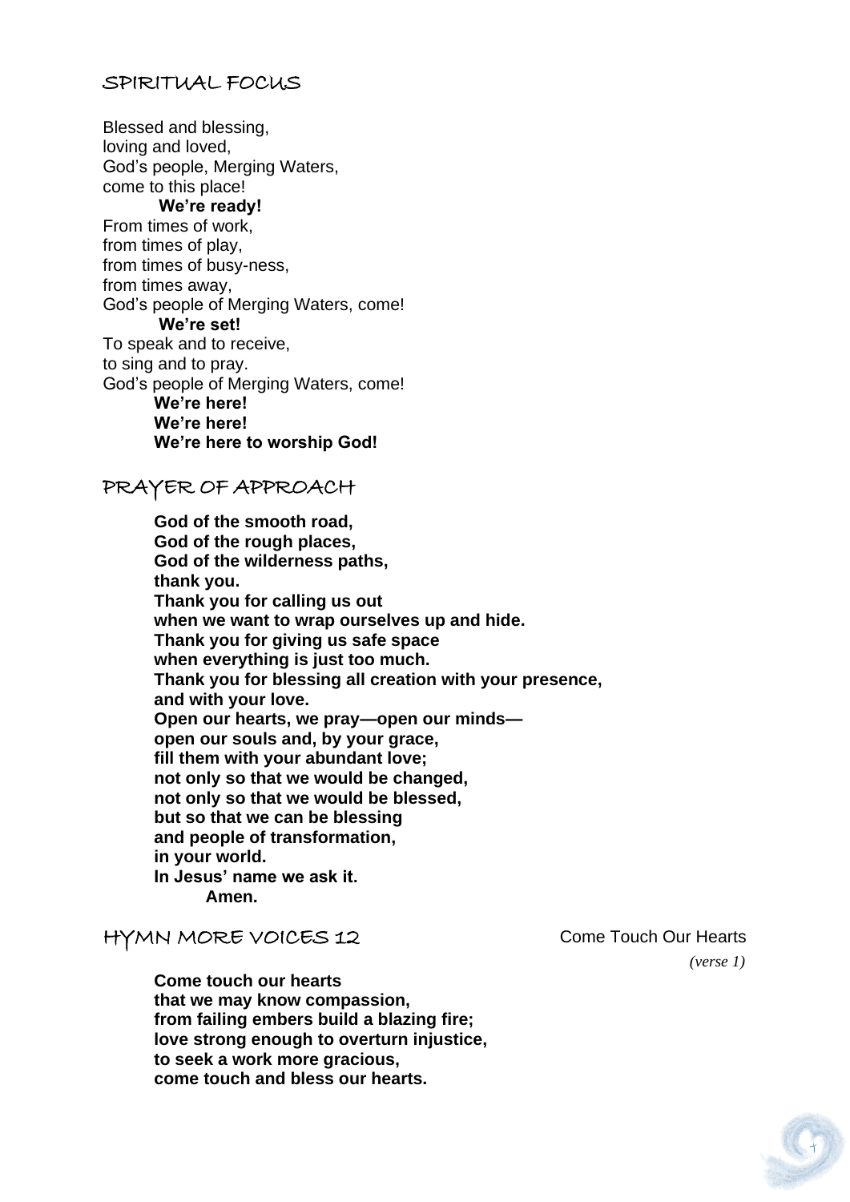## SPIRITUAL FOCUS

Blessed and blessing,
loving and loved,
God's people, Merging Waters,
come to this place!

**We're ready!**

From times of work,
from times of play,
from times of busy-ness,
from times away,
God's people of Merging Waters, come!

**We're set!**

To speak and to receive,
to sing and to pray.
God's people of Merging Waters, come!

**We're here!**
**We're here!**
**We're here to worship God!**

## PRAYER OF APPROACH

**God of the smooth road,**
**God of the rough places,**
**God of the wilderness paths,**
**thank you.**
**Thank you for calling us out**
**when we want to wrap ourselves up and hide.**
**Thank you for giving us safe space**
**when everything is just too much.**
**Thank you for blessing all creation with your presence,**
**and with your love.**
**Open our hearts, we pray—open our minds—**
**open our souls and, by your grace,**
**fill them with your abundant love;**
**not only so that we would be changed,**
**not only so that we would be blessed,**
**but so that we can be blessing**
**and people of transformation,**
**in your world.**
**In Jesus' name we ask it.**
**Amen.**

## HYMN MORE VOICES 12

Come Touch Our Hearts

*(verse 1)*

**Come touch our hearts**
**that we may know compassion,**
**from failing embers build a blazing fire;**
**love strong enough to overturn injustice,**
**to seek a work more gracious,**
**come touch and bless our hearts.**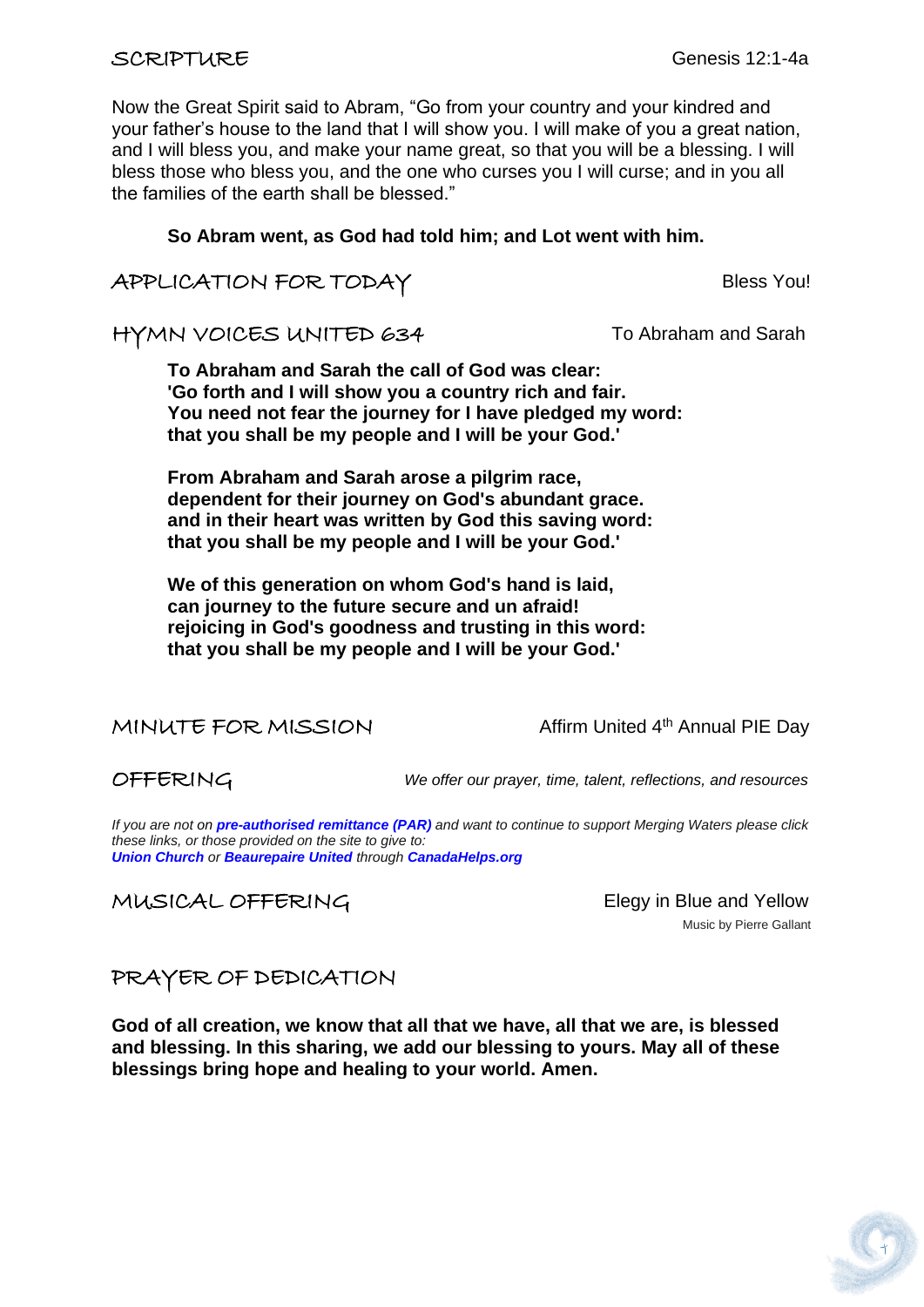## SCRIPTURE

Genesis 12:1-4a

Now the Great Spirit said to Abram, "Go from your country and your kindred and your father's house to the land that I will show you. I will make of you a great nation, and I will bless you, and make your name great, so that you will be a blessing. I will bless those who bless you, and the one who curses you I will curse; and in you all the families of the earth shall be blessed."

**So Abram went, as God had told him; and Lot went with him.**

## APPLICATION FOR TODAY

Bless You!

## HYMN VOICES UNITED 634

To Abraham and Sarah

**To Abraham and Sarah the call of God was clear:**
**'Go forth and I will show you a country rich and fair.**
**You need not fear the journey for I have pledged my word:**
**that you shall be my people and I will be your God.'**

**From Abraham and Sarah arose a pilgrim race,**
**dependent for their journey on God's abundant grace.**
**and in their heart was written by God this saving word:**
**that you shall be my people and I will be your God.'**

**We of this generation on whom God's hand is laid,**
**can journey to the future secure and un afraid!**
**rejoicing in God's goodness and trusting in this word:**
**that you shall be my people and I will be your God.'**

## MINUTE FOR MISSION

Affirm United 4th Annual PIE Day

## OFFERING

*We offer our prayer, time, talent, reflections, and resources*

*If you are not on **pre-authorised remittance (PAR)** and want to continue to support Merging Waters please click these links, or those provided on the site to give to:*
***Union Church** or **Beaurepaire United** through **CanadaHelps.org***

## MUSICAL OFFERING

Elegy in Blue and Yellow

Music by Pierre Gallant

## PRAYER OF DEDICATION

**God of all creation, we know that all that we have, all that we are, is blessed and blessing. In this sharing, we add our blessing to yours. May all of these blessings bring hope and healing to your world. Amen.**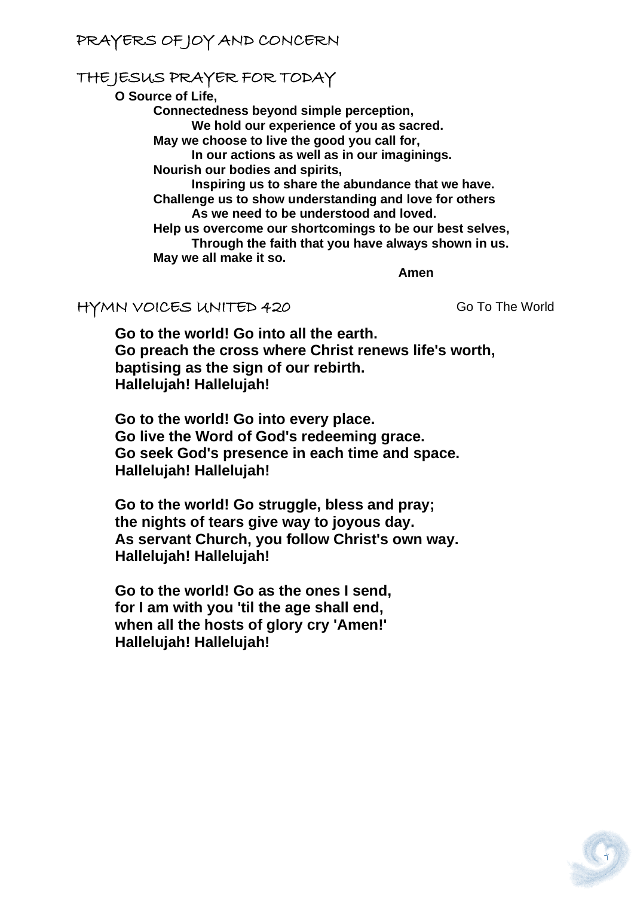## PRAYERS OF JOY AND CONCERN

## THE JESUS PRAYER FOR TODAY

**O Source of Life,**
**Connectedness beyond simple perception,**
**We hold our experience of you as sacred.**
**May we choose to live the good you call for,**
**In our actions as well as in our imaginings.**
**Nourish our bodies and spirits,**
**Inspiring us to share the abundance that we have.**
**Challenge us to show understanding and love for others**
**As we need to be understood and loved.**
**Help us overcome our shortcomings to be our best selves,**
**Through the faith that you have always shown in us.**
**May we all make it so.**
**Amen**

## HYMN VOICES UNITED 420

Go To The World

**Go to the world! Go into all the earth.**
**Go preach the cross where Christ renews life's worth,**
**baptising as the sign of our rebirth.**
**Hallelujah! Hallelujah!**

**Go to the world! Go into every place.**
**Go live the Word of God's redeeming grace.**
**Go seek God's presence in each time and space.**
**Hallelujah! Hallelujah!**

**Go to the world! Go struggle, bless and pray;**
**the nights of tears give way to joyous day.**
**As servant Church, you follow Christ's own way.**
**Hallelujah! Hallelujah!**

**Go to the world! Go as the ones I send,**
**for I am with you 'til the age shall end,**
**when all the hosts of glory cry 'Amen!'**
**Hallelujah! Hallelujah!**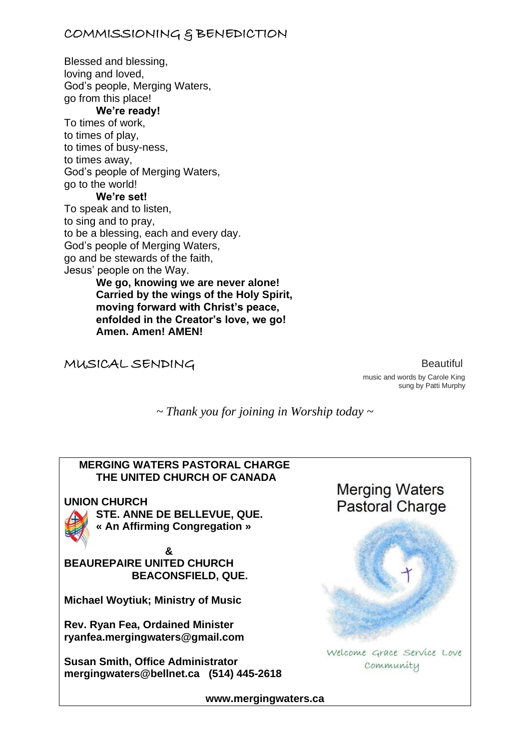## COMMISSIONING & BENEDICTION

Blessed and blessing,
loving and loved,
God's people, Merging Waters,
go from this place!

**We're ready!**

To times of work,
to times of play,
to times of busy-ness,
to times away,
God's people of Merging Waters,
go to the world!

**We're set!**

To speak and to listen,
to sing and to pray,
to be a blessing, each and every day.
God's people of Merging Waters,
go and be stewards of the faith,
Jesus' people on the Way.

**We go, knowing we are never alone!**
**Carried by the wings of the Holy Spirit,**
**moving forward with Christ's peace,**
**enfolded in the Creator's love, we go!**
**Amen. Amen! AMEN!**

## MUSICAL SENDING

Beautiful

music and words by Carole King
sung by Patti Murphy

*~ Thank you for joining in Worship today ~*

**MERGING WATERS PASTORAL CHARGE**
**THE UNITED CHURCH OF CANADA**

**UNION CHURCH**
**STE. ANNE DE BELLEVUE, QUE.**
**« An Affirming Congregation »**

**&**

**BEAUREPAIRE UNITED CHURCH**
**BEACONSFIELD, QUE.**

**Michael Woytiuk; Ministry of Music**

**Rev. Ryan Fea, Ordained Minister**
**ryanfea.mergingwaters@gmail.com**

**Susan Smith, Office Administrator**
**mergingwaters@bellnet.ca (514) 445-2618**

Merging Waters
Pastoral Charge

Welcome Grace Service Love
Community

**www.mergingwaters.ca**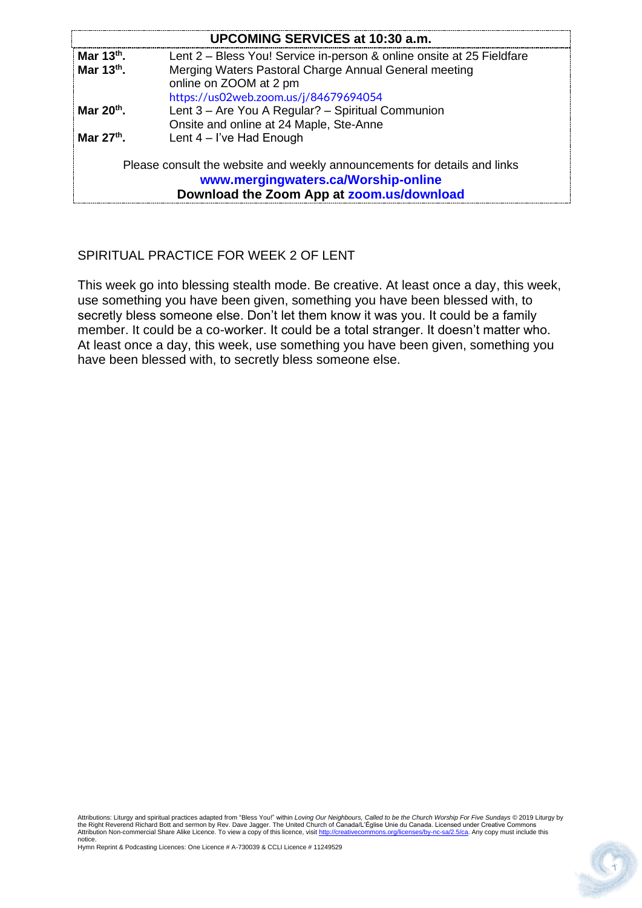| UPCOMING SERVICES at 10:30 a.m. | |
|---|---|
| **Mar 13th.** | Lent 2 – Bless You! Service in-person & online onsite at 25 Fieldfare |
| **Mar 13th.** | Merging Waters Pastoral Charge Annual General meeting online on ZOOM at 2 pm https://us02web.zoom.us/j/84679694054 |
| **Mar 20th.** | Lent 3 – Are You A Regular? – Spiritual Communion Onsite and online at 24 Maple, Ste-Anne |
| **Mar 27th.** | Lent 4 – I've Had Enough |

Please consult the website and weekly announcements for details and links
**www.mergingwaters.ca/Worship-online**
**Download the Zoom App at zoom.us/download**

## SPIRITUAL PRACTICE FOR WEEK 2 OF LENT

This week go into blessing stealth mode. Be creative. At least once a day, this week, use something you have been given, something you have been blessed with, to secretly bless someone else. Don't let them know it was you. It could be a family member. It could be a co-worker. It could be a total stranger. It doesn't matter who. At least once a day, this week, use something you have been given, something you have been blessed with, to secretly bless someone else.

Attributions: Liturgy and spiritual practices adapted from "Bless You!" within *Loving Our Neighbours, Called to be the Church Worship For Five Sundays* © 2019 Liturgy by the Right Reverend Richard Bott and sermon by Rev. Dave Jagger. The United Church of Canada/L'Église Unie du Canada. Licensed under Creative Commons Attribution Non-commercial Share Alike Licence. To view a copy of this licence, visit http://creativecommons.org/licenses/by-nc-sa/2.5/ca. Any copy must include this notice.
Hymn Reprint & Podcasting Licences: One Licence # A-730039 & CCLI Licence # 11249529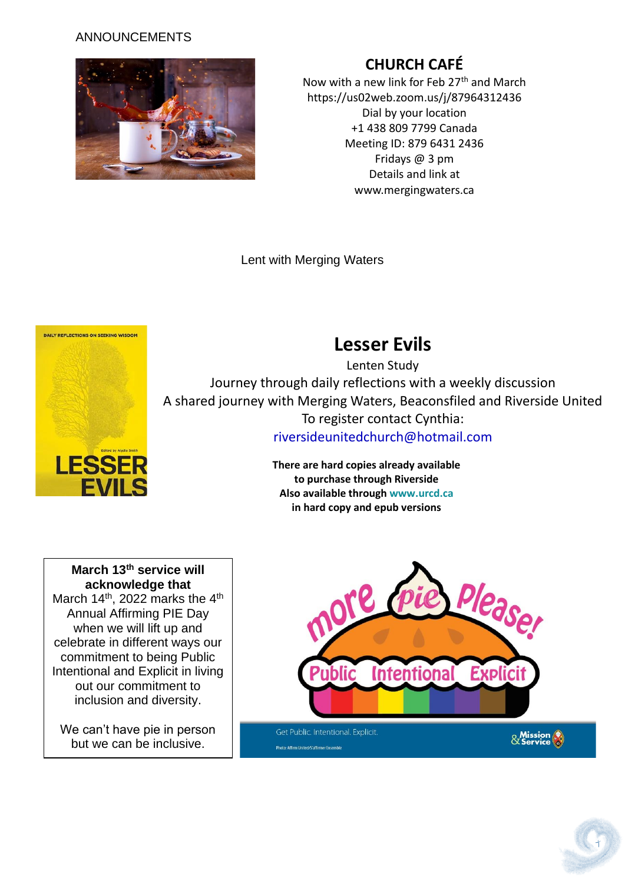ANNOUNCEMENTS

## CHURCH CAFÉ

Now with a new link for Feb 27th and March
https://us02web.zoom.us/j/87964312436
Dial by your location
+1 438 809 7799 Canada
Meeting ID: 879 6431 2436
Fridays @ 3 pm
Details and link at
www.mergingwaters.ca

Lent with Merging Waters

## Lesser Evils

Lenten Study
Journey through daily reflections with a weekly discussion
A shared journey with Merging Waters, Beaconsfiled and Riverside United
To register contact Cynthia:
riversideunitedchurch@hotmail.com

**There are hard copies already available to purchase through Riverside**
**Also available through www.urcd.ca in hard copy and epub versions**

**March 13th service will acknowledge that**
March 14th, 2022 marks the 4th Annual Affirming PIE Day when we will lift up and celebrate in different ways our commitment to being Public Intentional and Explicit in living out our commitment to inclusion and diversity.

We can't have pie in person but we can be inclusive.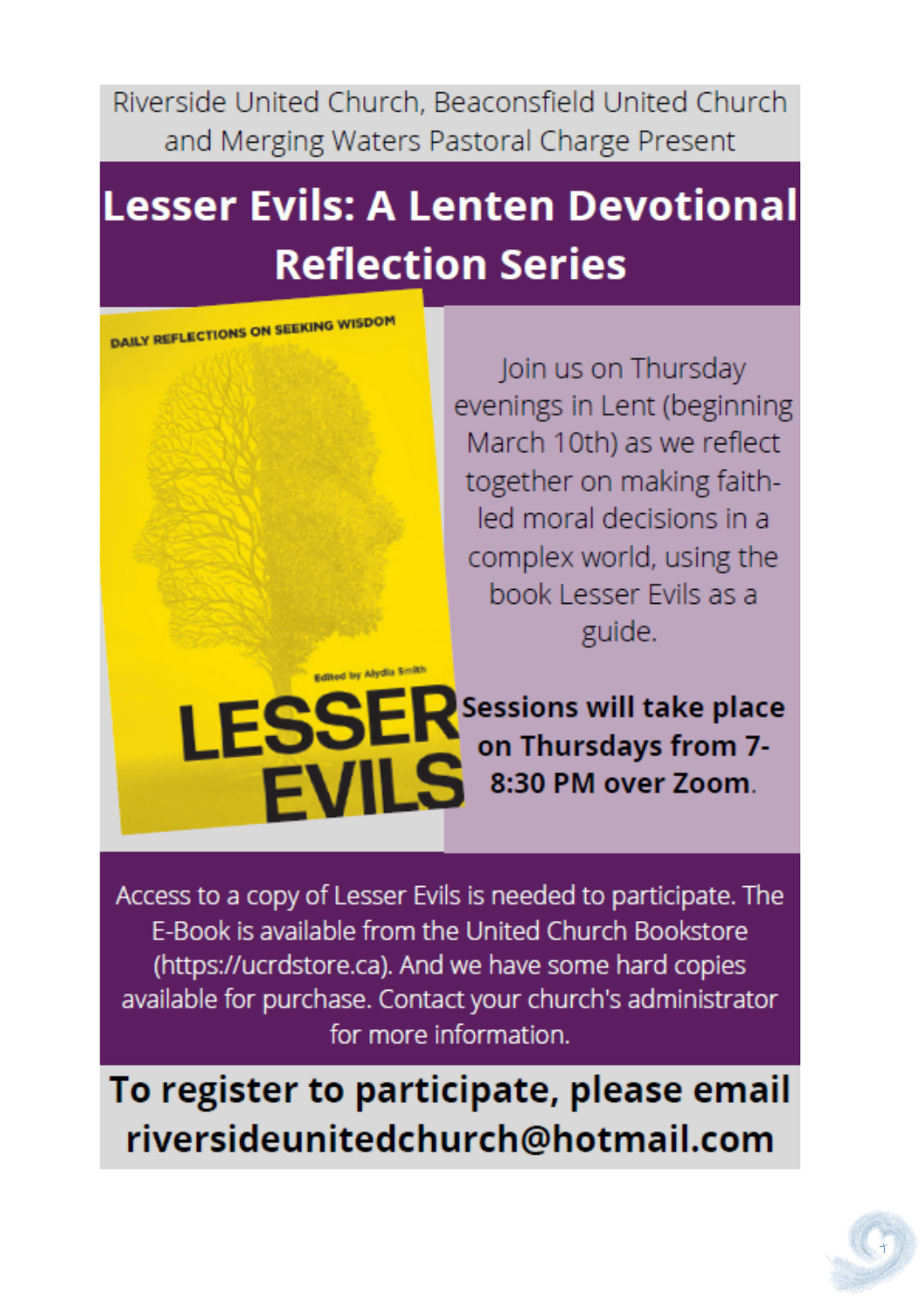Riverside United Church, Beaconsfield United Church and Merging Waters Pastoral Charge Present

# Lesser Evils: A Lenten Devotional Reflection Series

DAILY REFLECTIONS ON SEEKING WISDOM

Edited by Alydia Smith

LESSER EVILS

Join us on Thursday evenings in Lent (beginning March 10th) as we reflect together on making faith-led moral decisions in a complex world, using the book Lesser Evils as a guide.

**Sessions will take place on Thursdays from 7-8:30 PM over Zoom.**

Access to a copy of Lesser Evils is needed to participate. The E-Book is available from the United Church Bookstore (https://ucrdstore.ca). And we have some hard copies available for purchase. Contact your church's administrator for more information.

**To register to participate, please email riversideunitedchurch@hotmail.com**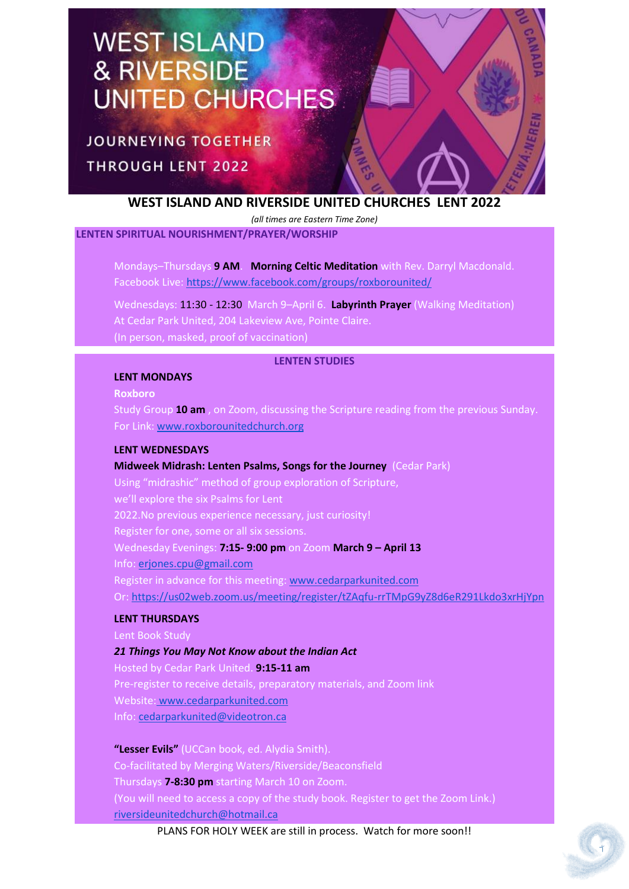# WEST ISLAND & RIVERSIDE UNITED CHURCHES

JOURNEYING TOGETHER THROUGH LENT 2022

## WEST ISLAND AND RIVERSIDE UNITED CHURCHES LENT 2022

*(all times are Eastern Time Zone)*

### LENTEN SPIRITUAL NOURISHMENT/PRAYER/WORSHIP

Mondays–Thursdays **9 AM**. **Morning Celtic Meditation** with Rev. Darryl Macdonald. Facebook Live: https://www.facebook.com/groups/roxborounited/

Wednesdays: 11:30 - 12:30 March 9–April 6. **Labyrinth Prayer** (Walking Meditation)
At Cedar Park United, 204 Lakeview Ave, Pointe Claire.
(In person, masked, proof of vaccination)

### LENTEN STUDIES

**LENT MONDAYS**

**Roxboro**

Study Group **10 am** , on Zoom, discussing the Scripture reading from the previous Sunday.
For Link: www.roxborounitedchurch.org

**LENT WEDNESDAYS**

**Midweek Midrash: Lenten Psalms, Songs for the Journey** (Cedar Park)
Using "midrashic" method of group exploration of Scripture,
we'll explore the six Psalms for Lent
2022.No previous experience necessary, just curiosity!
Register for one, some or all six sessions.
Wednesday Evenings: **7:15- 9:00 pm** on Zoom **March 9 – April 13**
Info: erjones.cpu@gmail.com
Register in advance for this meeting: www.cedarparkunited.com
Or: https://us02web.zoom.us/meeting/register/tZAqfu-rrTMpG9yZ8d6eR291Lkdo3xrHjYpn

**LENT THURSDAYS**

Lent Book Study

***21 Things You May Not Know about the Indian Act***

Hosted by Cedar Park United. **9:15-11 am**
Pre-register to receive details, preparatory materials, and Zoom link
Website: www.cedarparkunited.com
Info: cedarparkunited@videotron.ca

**"Lesser Evils"** (UCCan book, ed. Alydia Smith).
Co-facilitated by Merging Waters/Riverside/Beaconsfield
Thursdays **7-8:30 pm** starting March 10 on Zoom.
(You will need to access a copy of the study book. Register to get the Zoom Link.)
riversideunitedchurch@hotmail.ca

PLANS FOR HOLY WEEK are still in process. Watch for more soon!!